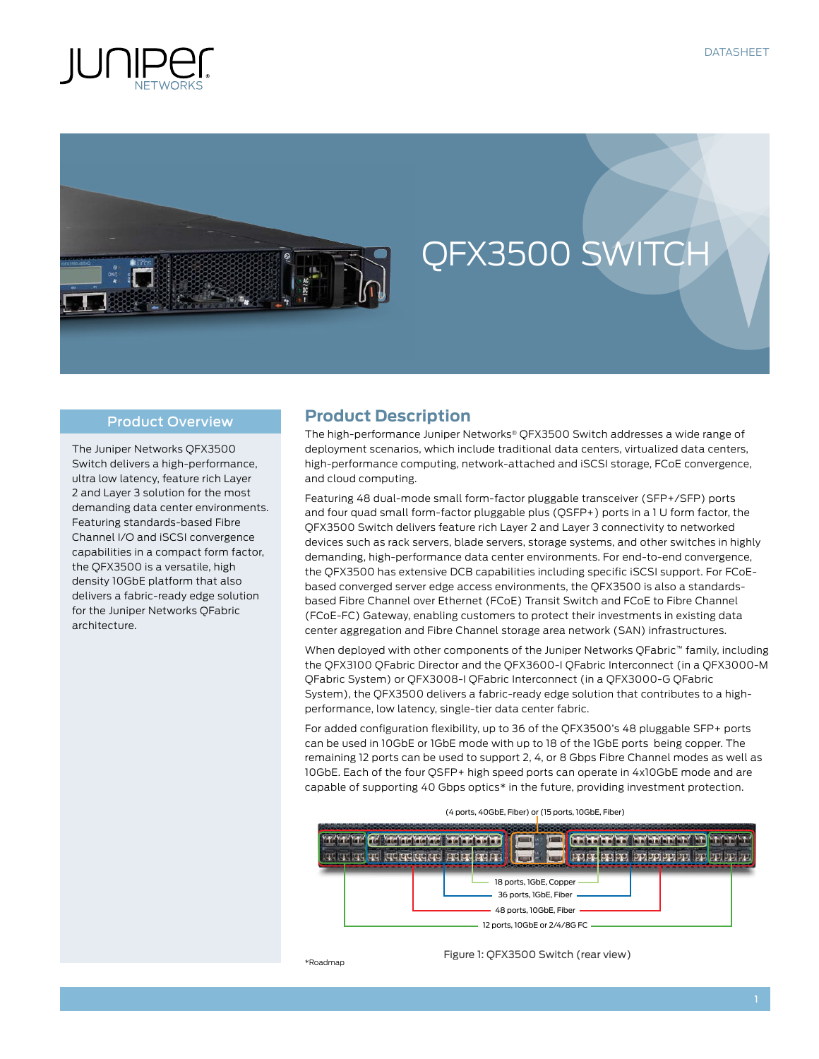DATASHEET

# QFX3500 SWITCH

## Product Overview

The Juniper Networks QFX3500 Switch delivers a high-performance, ultra low latency, feature rich Layer 2 and Layer 3 solution for the most demanding data center environments. Featuring standards-based Fibre Channel I/O and iSCSI convergence capabilities in a compact form factor, the QFX3500 is a versatile, high density 10GbE platform that also delivers a fabric-ready edge solution for the Juniper Networks QFabric architecture.

## Product Description

The high-performance Juniper Networks® QFX3500 Switch addresses a wide range of deployment scenarios, which include traditional data centers, virtualized data centers, high-performance computing, network-attached and iSCSI storage, FCoE convergence, and cloud computing.

Featuring 48 dual-mode small form-factor pluggable transceiver (SFP+/SFP) ports and four quad small form-factor pluggable plus (QSFP+) ports in a 1 U form factor, the QFX3500 Switch delivers feature rich Layer 2 and Layer 3 connectivity to networked devices such as rack servers, blade servers, storage systems, and other switches in highly demanding, high-performance data center environments. For end-to-end convergence, the QFX3500 has extensive DCB capabilities including specific iSCSI support. For FCoE-based converged server edge access environments, the QFX3500 is also a standards-based Fibre Channel over Ethernet (FCoE) Transit Switch and FCoE to Fibre Channel (FCoE-FC) Gateway, enabling customers to protect their investments in existing data center aggregation and Fibre Channel storage area network (SAN) infrastructures.

When deployed with other components of the Juniper Networks QFabric™ family, including the QFX3100 QFabric Director and the QFX3600-I QFabric Interconnect (in a QFX3000-M QFabric System) or QFX3008-I QFabric Interconnect (in a QFX3000-G QFabric System), the QFX3500 delivers a fabric-ready edge solution that contributes to a high-performance, low latency, single-tier data center fabric.

For added configuration flexibility, up to 36 of the QFX3500's 48 pluggable SFP+ ports can be used in 10GbE or 1GbE mode with up to 18 of the 1GbE ports being copper. The remaining 12 ports can be used to support 2, 4, or 8 Gbps Fibre Channel modes as well as 10GbE. Each of the four QSFP+ high speed ports can operate in 4x10GbE mode and are capable of supporting 40 Gbps optics* in the future, providing investment protection.

(4 ports, 40GbE, Fiber) or (15 ports, 10GbE, Fiber)

18 ports, 1GbE, Copper

36 ports, 1GbE, Fiber

48 ports, 10GbE, Fiber

12 ports, 10GbE or 2/4/8G FC

Figure 1: QFX3500 Switch (rear view)

*Roadmap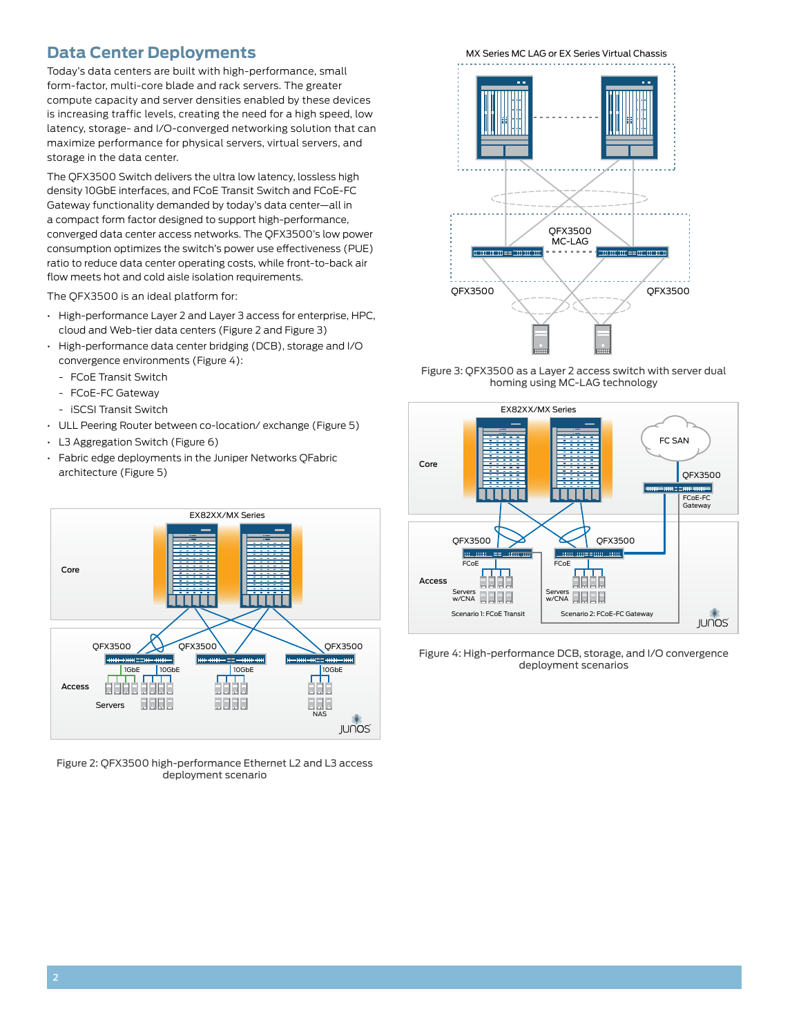## Data Center Deployments

Today's data centers are built with high-performance, small form-factor, multi-core blade and rack servers. The greater compute capacity and server densities enabled by these devices is increasing traffic levels, creating the need for a high speed, low latency, storage- and I/O-converged networking solution that can maximize performance for physical servers, virtual servers, and storage in the data center.

The QFX3500 Switch delivers the ultra low latency, lossless high density 10GbE interfaces, and FCoE Transit Switch and FCoE-FC Gateway functionality demanded by today's data center—all in a compact form factor designed to support high-performance, converged data center access networks. The QFX3500's low power consumption optimizes the switch's power use effectiveness (PUE) ratio to reduce data center operating costs, while front-to-back air flow meets hot and cold aisle isolation requirements.

The QFX3500 is an ideal platform for:

- High-performance Layer 2 and Layer 3 access for enterprise, HPC, cloud and Web-tier data centers (Figure 2 and Figure 3)
- High-performance data center bridging (DCB), storage and I/O convergence environments (Figure 4):
  - FCoE Transit Switch
  - FCoE-FC Gateway
  - iSCSI Transit Switch
- ULL Peering Router between co-location/ exchange (Figure 5)
- L3 Aggregation Switch (Figure 6)
- Fabric edge deployments in the Juniper Networks QFabric architecture (Figure 5)

EX82XX/MX Series
Core
Access
QFX3500
QFX3500
QFX3500
1GbE
10GbE
10GbE
10GbE
Servers
NAS

Figure 2: QFX3500 high-performance Ethernet L2 and L3 access deployment scenario

MX Series MC LAG or EX Series Virtual Chassis
QFX3500
MC-LAG
QFX3500
QFX3500

Figure 3: QFX3500 as a Layer 2 access switch with server dual homing using MC-LAG technology

EX82XX/MX Series
Core
FC SAN
QFX3500
FCoE-FC Gateway
Access
QFX3500
QFX3500
FCoE
FCoE
Servers w/CNA
Servers w/CNA
Scenario 1: FCoE Transit
Scenario 2: FCoE-FC Gateway

Figure 4: High-performance DCB, storage, and I/O convergence deployment scenarios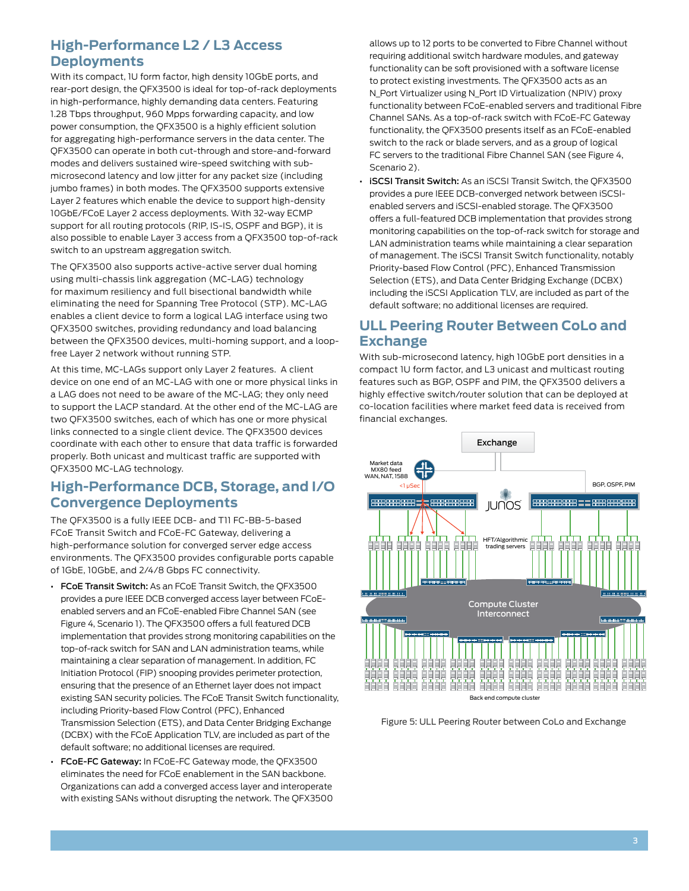## High-Performance L2 / L3 Access Deployments

With its compact, 1U form factor, high density 10GbE ports, and rear-port design, the QFX3500 is ideal for top-of-rack deployments in high-performance, highly demanding data centers. Featuring 1.28 Tbps throughput, 960 Mpps forwarding capacity, and low power consumption, the QFX3500 is a highly efficient solution for aggregating high-performance servers in the data center. The QFX3500 can operate in both cut-through and store-and-forward modes and delivers sustained wire-speed switching with sub-microsecond latency and low jitter for any packet size (including jumbo frames) in both modes. The QFX3500 supports extensive Layer 2 features which enable the device to support high-density 10GbE/FCoE Layer 2 access deployments. With 32-way ECMP support for all routing protocols (RIP, IS-IS, OSPF and BGP), it is also possible to enable Layer 3 access from a QFX3500 top-of-rack switch to an upstream aggregation switch.

The QFX3500 also supports active-active server dual homing using multi-chassis link aggregation (MC-LAG) technology for maximum resiliency and full bisectional bandwidth while eliminating the need for Spanning Tree Protocol (STP). MC-LAG enables a client device to form a logical LAG interface using two QFX3500 switches, providing redundancy and load balancing between the QFX3500 devices, multi-homing support, and a loop-free Layer 2 network without running STP.

At this time, MC-LAGs support only Layer 2 features. A client device on one end of an MC-LAG with one or more physical links in a LAG does not need to be aware of the MC-LAG; they only need to support the LACP standard. At the other end of the MC-LAG are two QFX3500 switches, each of which has one or more physical links connected to a single client device. The QFX3500 devices coordinate with each other to ensure that data traffic is forwarded properly. Both unicast and multicast traffic are supported with QFX3500 MC-LAG technology.

## High-Performance DCB, Storage, and I/O Convergence Deployments

The QFX3500 is a fully IEEE DCB- and T11 FC-BB-5-based FCoE Transit Switch and FCoE-FC Gateway, delivering a high-performance solution for converged server edge access environments. The QFX3500 provides configurable ports capable of 1GbE, 10GbE, and 2/4/8 Gbps FC connectivity.

- **FCoE Transit Switch:** As an FCoE Transit Switch, the QFX3500 provides a pure IEEE DCB converged access layer between FCoE-enabled servers and an FCoE-enabled Fibre Channel SAN (see Figure 4, Scenario 1). The QFX3500 offers a full featured DCB implementation that provides strong monitoring capabilities on the top-of-rack switch for SAN and LAN administration teams, while maintaining a clear separation of management. In addition, FC Initiation Protocol (FIP) snooping provides perimeter protection, ensuring that the presence of an Ethernet layer does not impact existing SAN security policies. The FCoE Transit Switch functionality, including Priority-based Flow Control (PFC), Enhanced Transmission Selection (ETS), and Data Center Bridging Exchange (DCBX) with the FCoE Application TLV, are included as part of the default software; no additional licenses are required.
- **FCoE-FC Gateway:** In FCoE-FC Gateway mode, the QFX3500 eliminates the need for FCoE enablement in the SAN backbone. Organizations can add a converged access layer and interoperate with existing SANs without disrupting the network. The QFX3500 allows up to 12 ports to be converted to Fibre Channel without requiring additional switch hardware modules, and gateway functionality can be soft provisioned with a software license to protect existing investments. The QFX3500 acts as an N_Port Virtualizer using N_Port ID Virtualization (NPIV) proxy functionality between FCoE-enabled servers and traditional Fibre Channel SANs. As a top-of-rack switch with FCoE-FC Gateway functionality, the QFX3500 presents itself as an FCoE-enabled switch to the rack or blade servers, and as a group of logical FC servers to the traditional Fibre Channel SAN (see Figure 4, Scenario 2).
- **iSCSI Transit Switch:** As an iSCSI Transit Switch, the QFX3500 provides a pure IEEE DCB-converged network between iSCSI-enabled servers and iSCSI-enabled storage. The QFX3500 offers a full-featured DCB implementation that provides strong monitoring capabilities on the top-of-rack switch for storage and LAN administration teams while maintaining a clear separation of management. The iSCSI Transit Switch functionality, notably Priority-based Flow Control (PFC), Enhanced Transmission Selection (ETS), and Data Center Bridging Exchange (DCBX) including the iSCSI Application TLV, are included as part of the default software; no additional licenses are required.

## ULL Peering Router Between CoLo and Exchange

With sub-microsecond latency, high 10GbE port densities in a compact 1U form factor, and L3 unicast and multicast routing features such as BGP, OSPF and PIM, the QFX3500 delivers a highly effective switch/router solution that can be deployed at co-location facilities where market feed data is received from financial exchanges.

Exchange

Market data
MX80 feed
WAN, NAT, 1588

<1 µSec

BGP, OSPF, PIM

HFT/Algorithmic trading servers

Compute Cluster Interconnect

Back end compute cluster

Figure 5: ULL Peering Router between CoLo and Exchange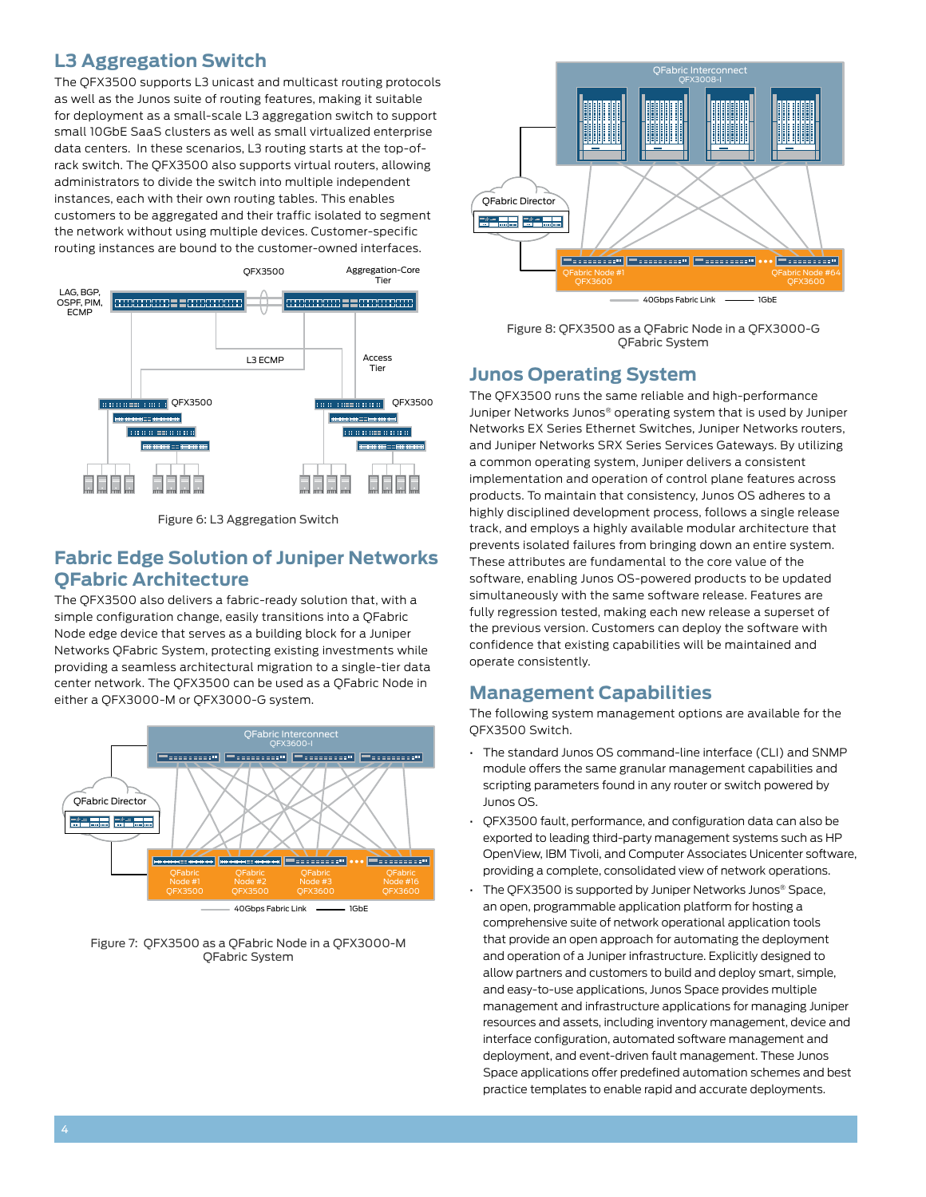## L3 Aggregation Switch

The QFX3500 supports L3 unicast and multicast routing protocols as well as the Junos suite of routing features, making it suitable for deployment as a small-scale L3 aggregation switch to support small 10GbE SaaS clusters as well as small virtualized enterprise data centers. In these scenarios, L3 routing starts at the top-of-rack switch. The QFX3500 also supports virtual routers, allowing administrators to divide the switch into multiple independent instances, each with their own routing tables. This enables customers to be aggregated and their traffic isolated to segment the network without using multiple devices. Customer-specific routing instances are bound to the customer-owned interfaces.

QFX3500
Aggregation-Core Tier
LAG, BGP, OSPF, PIM, ECMP
L3 ECMP
Access Tier
QFX3500
QFX3500

Figure 6: L3 Aggregation Switch

## Fabric Edge Solution of Juniper Networks QFabric Architecture

The QFX3500 also delivers a fabric-ready solution that, with a simple configuration change, easily transitions into a QFabric Node edge device that serves as a building block for a Juniper Networks QFabric System, protecting existing investments while providing a seamless architectural migration to a single-tier data center network. The QFX3500 can be used as a QFabric Node in either a QFX3000-M or QFX3000-G system.

QFabric Interconnect
QFX3600-I
QFabric Director
QFabric Node #1 QFX3500
QFabric Node #2 QFX3500
QFabric Node #3 QFX3600
QFabric Node #16 QFX3600
40Gbps Fabric Link
1GbE

Figure 7: QFX3500 as a QFabric Node in a QFX3000-M QFabric System

QFabric Interconnect
QFX3008-I
QFabric Director
QFabric Node #1 QFX3600
QFabric Node #64 QFX3600
40Gbps Fabric Link
1GbE

Figure 8: QFX3500 as a QFabric Node in a QFX3000-G QFabric System

## Junos Operating System

The QFX3500 runs the same reliable and high-performance Juniper Networks Junos® operating system that is used by Juniper Networks EX Series Ethernet Switches, Juniper Networks routers, and Juniper Networks SRX Series Services Gateways. By utilizing a common operating system, Juniper delivers a consistent implementation and operation of control plane features across products. To maintain that consistency, Junos OS adheres to a highly disciplined development process, follows a single release track, and employs a highly available modular architecture that prevents isolated failures from bringing down an entire system. These attributes are fundamental to the core value of the software, enabling Junos OS-powered products to be updated simultaneously with the same software release. Features are fully regression tested, making each new release a superset of the previous version. Customers can deploy the software with confidence that existing capabilities will be maintained and operate consistently.

## Management Capabilities

The following system management options are available for the QFX3500 Switch.

- The standard Junos OS command-line interface (CLI) and SNMP module offers the same granular management capabilities and scripting parameters found in any router or switch powered by Junos OS.
- QFX3500 fault, performance, and configuration data can also be exported to leading third-party management systems such as HP OpenView, IBM Tivoli, and Computer Associates Unicenter software, providing a complete, consolidated view of network operations.
- The QFX3500 is supported by Juniper Networks Junos® Space, an open, programmable application platform for hosting a comprehensive suite of network operational application tools that provide an open approach for automating the deployment and operation of a Juniper infrastructure. Explicitly designed to allow partners and customers to build and deploy smart, simple, and easy-to-use applications, Junos Space provides multiple management and infrastructure applications for managing Juniper resources and assets, including inventory management, device and interface configuration, automated software management and deployment, and event-driven fault management. These Junos Space applications offer predefined automation schemes and best practice templates to enable rapid and accurate deployments.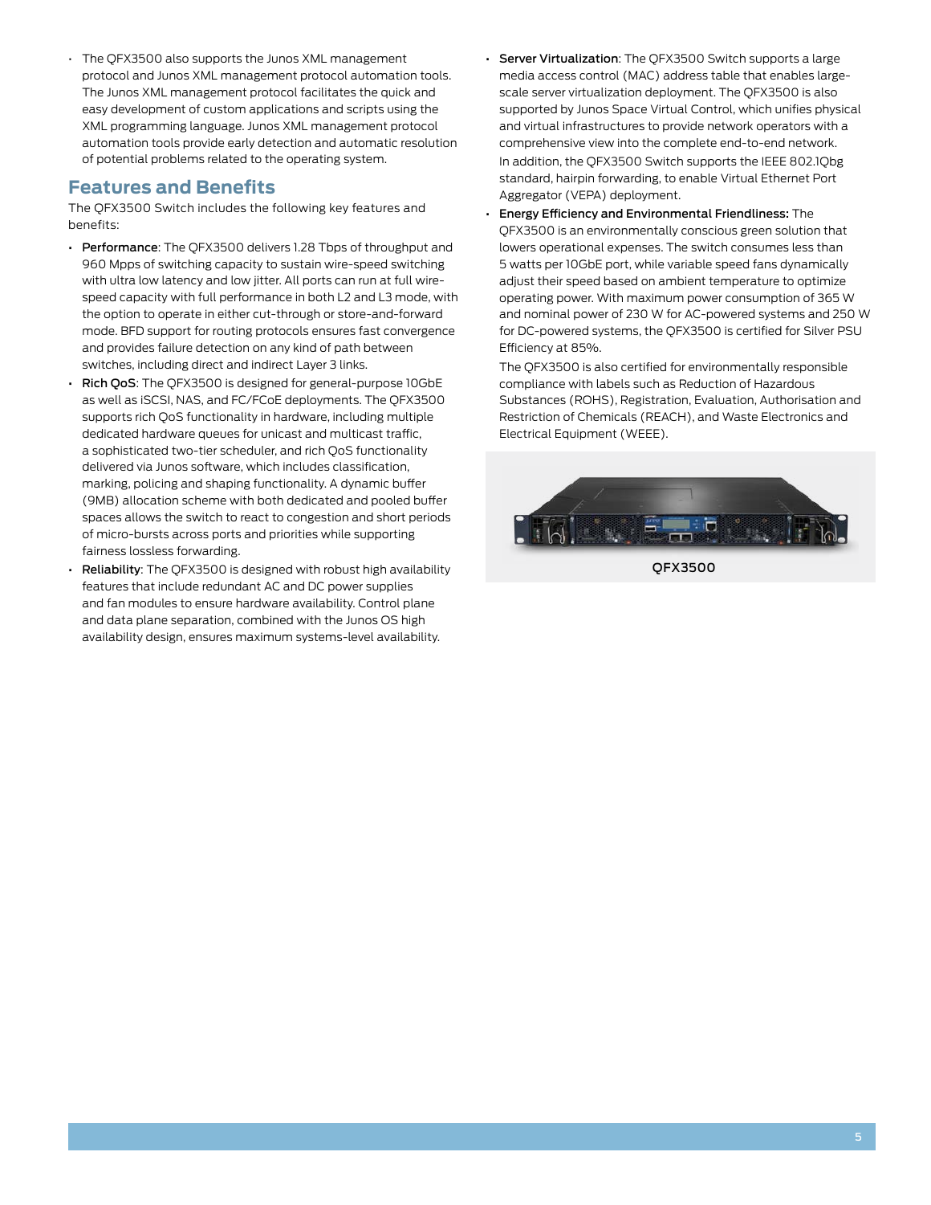- The QFX3500 also supports the Junos XML management protocol and Junos XML management protocol automation tools. The Junos XML management protocol facilitates the quick and easy development of custom applications and scripts using the XML programming language. Junos XML management protocol automation tools provide early detection and automatic resolution of potential problems related to the operating system.

## Features and Benefits

The QFX3500 Switch includes the following key features and benefits:

- **Performance**: The QFX3500 delivers 1.28 Tbps of throughput and 960 Mpps of switching capacity to sustain wire-speed switching with ultra low latency and low jitter. All ports can run at full wire-speed capacity with full performance in both L2 and L3 mode, with the option to operate in either cut-through or store-and-forward mode. BFD support for routing protocols ensures fast convergence and provides failure detection on any kind of path between switches, including direct and indirect Layer 3 links.
- **Rich QoS**: The QFX3500 is designed for general-purpose 10GbE as well as iSCSI, NAS, and FC/FCoE deployments. The QFX3500 supports rich QoS functionality in hardware, including multiple dedicated hardware queues for unicast and multicast traffic, a sophisticated two-tier scheduler, and rich QoS functionality delivered via Junos software, which includes classification, marking, policing and shaping functionality. A dynamic buffer (9MB) allocation scheme with both dedicated and pooled buffer spaces allows the switch to react to congestion and short periods of micro-bursts across ports and priorities while supporting fairness lossless forwarding.
- **Reliability**: The QFX3500 is designed with robust high availability features that include redundant AC and DC power supplies and fan modules to ensure hardware availability. Control plane and data plane separation, combined with the Junos OS high availability design, ensures maximum systems-level availability.
- **Server Virtualization**: The QFX3500 Switch supports a large media access control (MAC) address table that enables large-scale server virtualization deployment. The QFX3500 is also supported by Junos Space Virtual Control, which unifies physical and virtual infrastructures to provide network operators with a comprehensive view into the complete end-to-end network.

  In addition, the QFX3500 Switch supports the IEEE 802.1Qbg standard, hairpin forwarding, to enable Virtual Ethernet Port Aggregator (VEPA) deployment.
- **Energy Efficiency and Environmental Friendliness:** The QFX3500 is an environmentally conscious green solution that lowers operational expenses. The switch consumes less than 5 watts per 10GbE port, while variable speed fans dynamically adjust their speed based on ambient temperature to optimize operating power. With maximum power consumption of 365 W and nominal power of 230 W for AC-powered systems and 250 W for DC-powered systems, the QFX3500 is certified for Silver PSU Efficiency at 85%.

  The QFX3500 is also certified for environmentally responsible compliance with labels such as Reduction of Hazardous Substances (ROHS), Registration, Evaluation, Authorisation and Restriction of Chemicals (REACH), and Waste Electronics and Electrical Equipment (WEEE).

QFX3500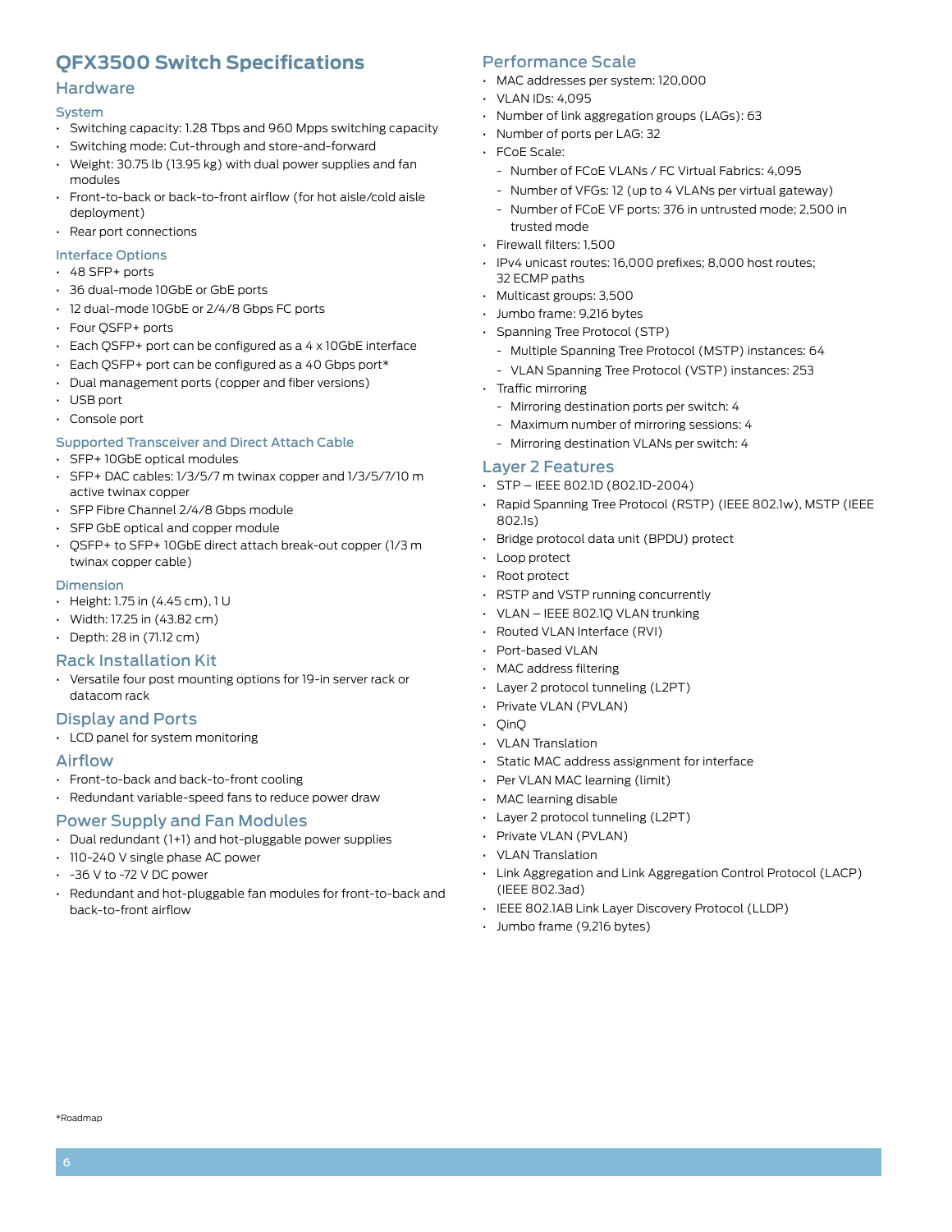# QFX3500 Switch Specifications

## Hardware

### System

- Switching capacity: 1.28 Tbps and 960 Mpps switching capacity
- Switching mode: Cut-through and store-and-forward
- Weight: 30.75 lb (13.95 kg) with dual power supplies and fan modules
- Front-to-back or back-to-front airflow (for hot aisle/cold aisle deployment)
- Rear port connections

### Interface Options

- 48 SFP+ ports
- 36 dual-mode 10GbE or GbE ports
- 12 dual-mode 10GbE or 2/4/8 Gbps FC ports
- Four QSFP+ ports
- Each QSFP+ port can be configured as a 4 x 10GbE interface
- Each QSFP+ port can be configured as a 40 Gbps port*
- Dual management ports (copper and fiber versions)
- USB port
- Console port

### Supported Transceiver and Direct Attach Cable

- SFP+ 10GbE optical modules
- SFP+ DAC cables: 1/3/5/7 m twinax copper and 1/3/5/7/10 m active twinax copper
- SFP Fibre Channel 2/4/8 Gbps module
- SFP GbE optical and copper module
- QSFP+ to SFP+ 10GbE direct attach break-out copper (1/3 m twinax copper cable)

### Dimension

- Height: 1.75 in (4.45 cm), 1 U
- Width: 17.25 in (43.82 cm)
- Depth: 28 in (71.12 cm)

## Rack Installation Kit

- Versatile four post mounting options for 19-in server rack or datacom rack

## Display and Ports

- LCD panel for system monitoring

## Airflow

- Front-to-back and back-to-front cooling
- Redundant variable-speed fans to reduce power draw

## Power Supply and Fan Modules

- Dual redundant (1+1) and hot-pluggable power supplies
- 110-240 V single phase AC power
- -36 V to -72 V DC power
- Redundant and hot-pluggable fan modules for front-to-back and back-to-front airflow

## Performance Scale

- MAC addresses per system: 120,000
- VLAN IDs: 4,095
- Number of link aggregation groups (LAGs): 63
- Number of ports per LAG: 32
- FCoE Scale:
  - Number of FCoE VLANs / FC Virtual Fabrics: 4,095
  - Number of VFGs: 12 (up to 4 VLANs per virtual gateway)
  - Number of FCoE VF ports: 376 in untrusted mode; 2,500 in trusted mode
- Firewall filters: 1,500
- IPv4 unicast routes: 16,000 prefixes; 8,000 host routes; 32 ECMP paths
- Multicast groups: 3,500
- Jumbo frame: 9,216 bytes
- Spanning Tree Protocol (STP)
  - Multiple Spanning Tree Protocol (MSTP) instances: 64
  - VLAN Spanning Tree Protocol (VSTP) instances: 253
- Traffic mirroring
  - Mirroring destination ports per switch: 4
  - Maximum number of mirroring sessions: 4
  - Mirroring destination VLANs per switch: 4

## Layer 2 Features

- STP – IEEE 802.1D (802.1D-2004)
- Rapid Spanning Tree Protocol (RSTP) (IEEE 802.1w), MSTP (IEEE 802.1s)
- Bridge protocol data unit (BPDU) protect
- Loop protect
- Root protect
- RSTP and VSTP running concurrently
- VLAN – IEEE 802.1Q VLAN trunking
- Routed VLAN Interface (RVI)
- Port-based VLAN
- MAC address filtering
- Layer 2 protocol tunneling (L2PT)
- Private VLAN (PVLAN)
- QinQ
- VLAN Translation
- Static MAC address assignment for interface
- Per VLAN MAC learning (limit)
- MAC learning disable
- Layer 2 protocol tunneling (L2PT)
- Private VLAN (PVLAN)
- VLAN Translation
- Link Aggregation and Link Aggregation Control Protocol (LACP) (IEEE 802.3ad)
- IEEE 802.1AB Link Layer Discovery Protocol (LLDP)
- Jumbo frame (9,216 bytes)

*Roadmap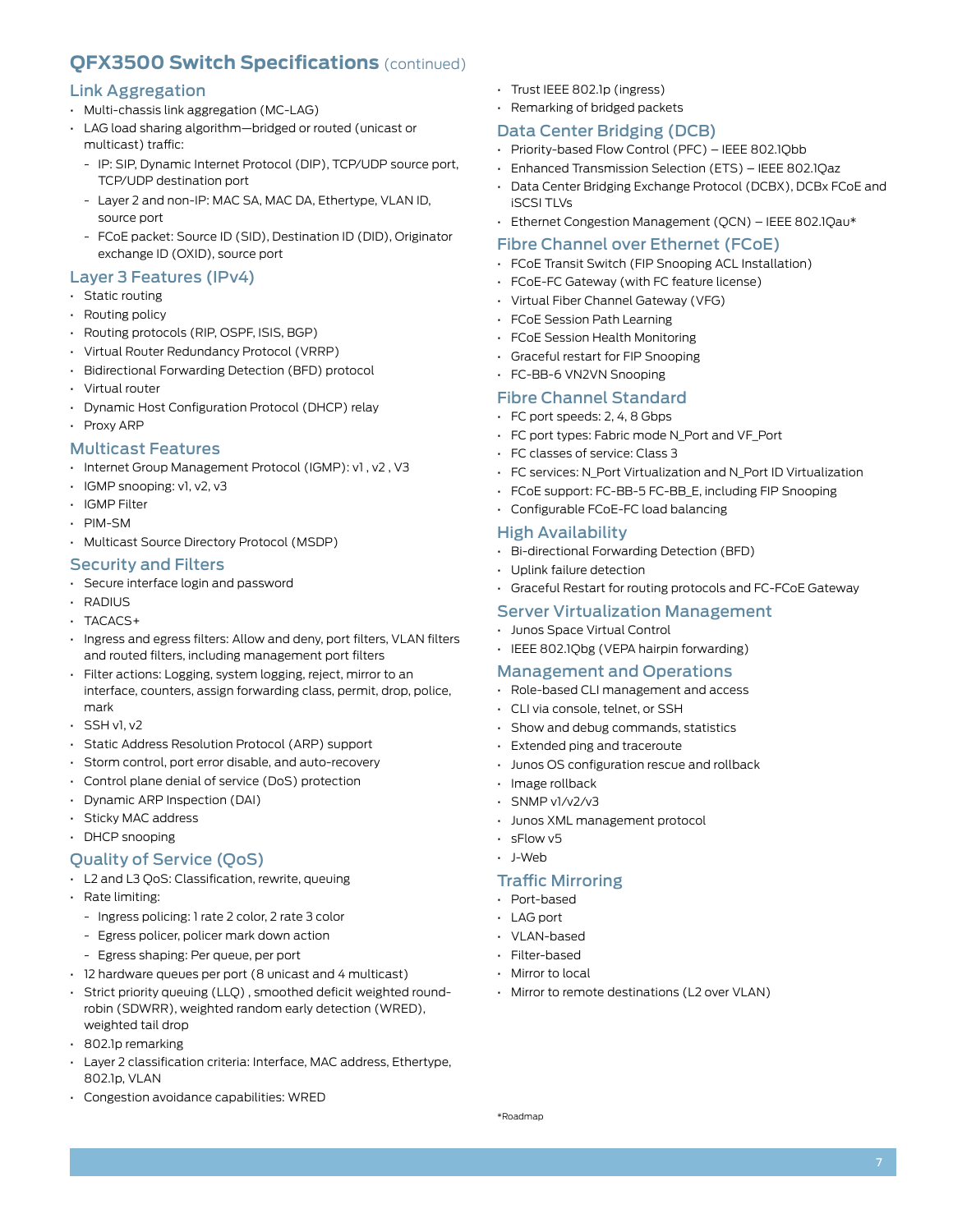## QFX3500 Switch Specifications (continued)

### Link Aggregation

- Multi-chassis link aggregation (MC-LAG)
- LAG load sharing algorithm—bridged or routed (unicast or multicast) traffic:
  - IP: SIP, Dynamic Internet Protocol (DIP), TCP/UDP source port, TCP/UDP destination port
  - Layer 2 and non-IP: MAC SA, MAC DA, Ethertype, VLAN ID, source port
  - FCoE packet: Source ID (SID), Destination ID (DID), Originator exchange ID (OXID), source port

### Layer 3 Features (IPv4)

- Static routing
- Routing policy
- Routing protocols (RIP, OSPF, ISIS, BGP)
- Virtual Router Redundancy Protocol (VRRP)
- Bidirectional Forwarding Detection (BFD) protocol
- Virtual router
- Dynamic Host Configuration Protocol (DHCP) relay
- Proxy ARP

### Multicast Features

- Internet Group Management Protocol (IGMP): v1 , v2 , V3
- IGMP snooping: v1, v2, v3
- IGMP Filter
- PIM-SM
- Multicast Source Directory Protocol (MSDP)

### Security and Filters

- Secure interface login and password
- RADIUS
- TACACS+
- Ingress and egress filters: Allow and deny, port filters, VLAN filters and routed filters, including management port filters
- Filter actions: Logging, system logging, reject, mirror to an interface, counters, assign forwarding class, permit, drop, police, mark
- SSH v1, v2
- Static Address Resolution Protocol (ARP) support
- Storm control, port error disable, and auto-recovery
- Control plane denial of service (DoS) protection
- Dynamic ARP Inspection (DAI)
- Sticky MAC address
- DHCP snooping

### Quality of Service (QoS)

- L2 and L3 QoS: Classification, rewrite, queuing
- Rate limiting:
  - Ingress policing: 1 rate 2 color, 2 rate 3 color
  - Egress policer, policer mark down action
  - Egress shaping: Per queue, per port
- 12 hardware queues per port (8 unicast and 4 multicast)
- Strict priority queuing (LLQ) , smoothed deficit weighted round-robin (SDWRR), weighted random early detection (WRED), weighted tail drop
- 802.1p remarking
- Layer 2 classification criteria: Interface, MAC address, Ethertype, 802.1p, VLAN
- Congestion avoidance capabilities: WRED
- Trust IEEE 802.1p (ingress)
- Remarking of bridged packets

### Data Center Bridging (DCB)

- Priority-based Flow Control (PFC) – IEEE 802.1Qbb
- Enhanced Transmission Selection (ETS) – IEEE 802.1Qaz
- Data Center Bridging Exchange Protocol (DCBX), DCBx FCoE and iSCSI TLVs
- Ethernet Congestion Management (QCN) – IEEE 802.1Qau*

### Fibre Channel over Ethernet (FCoE)

- FCoE Transit Switch (FIP Snooping ACL Installation)
- FCoE-FC Gateway (with FC feature license)
- Virtual Fiber Channel Gateway (VFG)
- FCoE Session Path Learning
- FCoE Session Health Monitoring
- Graceful restart for FIP Snooping
- FC-BB-6 VN2VN Snooping

### Fibre Channel Standard

- FC port speeds: 2, 4, 8 Gbps
- FC port types: Fabric mode N_Port and VF_Port
- FC classes of service: Class 3
- FC services: N_Port Virtualization and N_Port ID Virtualization
- FCoE support: FC-BB-5 FC-BB_E, including FIP Snooping
- Configurable FCoE-FC load balancing

### High Availability

- Bi-directional Forwarding Detection (BFD)
- Uplink failure detection
- Graceful Restart for routing protocols and FC-FCoE Gateway

### Server Virtualization Management

- Junos Space Virtual Control
- IEEE 802.1Qbg (VEPA hairpin forwarding)

### Management and Operations

- Role-based CLI management and access
- CLI via console, telnet, or SSH
- Show and debug commands, statistics
- Extended ping and traceroute
- Junos OS configuration rescue and rollback
- Image rollback
- SNMP v1/v2/v3
- Junos XML management protocol
- sFlow v5
- J-Web

### Traffic Mirroring

- Port-based
- LAG port
- VLAN-based
- Filter-based
- Mirror to local
- Mirror to remote destinations (L2 over VLAN)

*Roadmap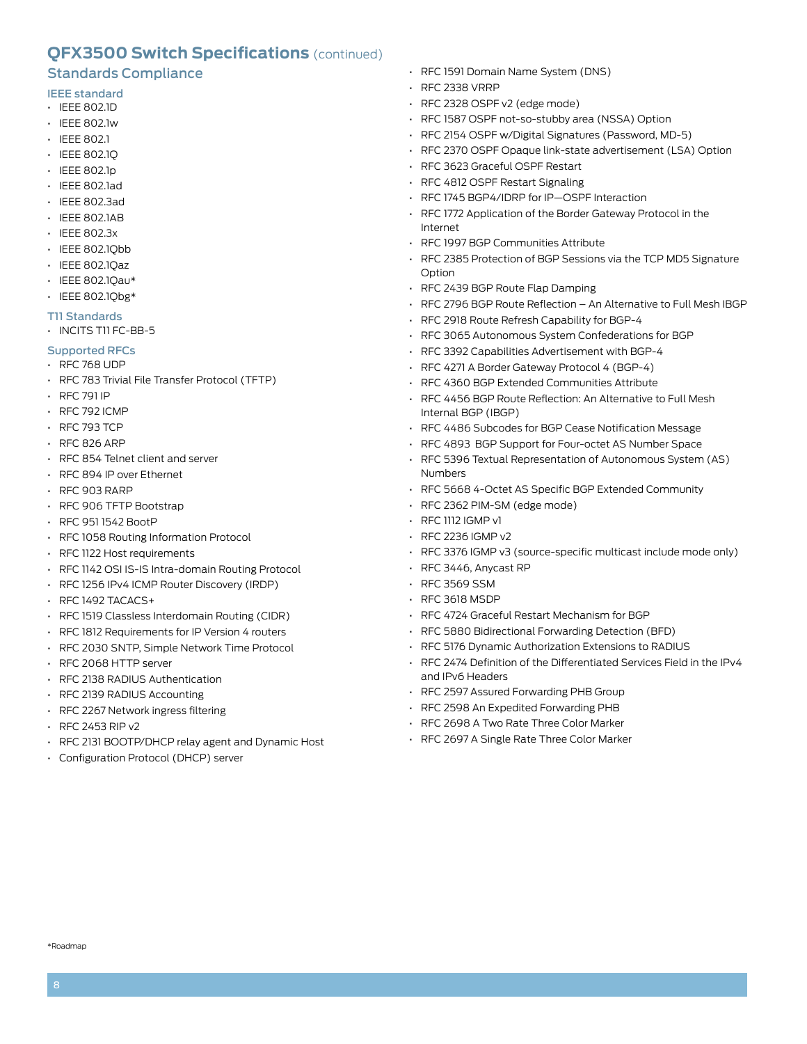## QFX3500 Switch Specifications (continued)

### Standards Compliance

#### IEEE standard

- IEEE 802.1D
- IEEE 802.1w
- IEEE 802.1
- IEEE 802.1Q
- IEEE 802.1p
- IEEE 802.1ad
- IEEE 802.3ad
- IEEE 802.1AB
- IEEE 802.3x
- IEEE 802.1Qbb
- IEEE 802.1Qaz
- IEEE 802.1Qau*
- IEEE 802.1Qbg*

#### T11 Standards

- INCITS T11 FC-BB-5

#### Supported RFCs

- RFC 768 UDP
- RFC 783 Trivial File Transfer Protocol (TFTP)
- RFC 791 IP
- RFC 792 ICMP
- RFC 793 TCP
- RFC 826 ARP
- RFC 854 Telnet client and server
- RFC 894 IP over Ethernet
- RFC 903 RARP
- RFC 906 TFTP Bootstrap
- RFC 951 1542 BootP
- RFC 1058 Routing Information Protocol
- RFC 1122 Host requirements
- RFC 1142 OSI IS-IS Intra-domain Routing Protocol
- RFC 1256 IPv4 ICMP Router Discovery (IRDP)
- RFC 1492 TACACS+
- RFC 1519 Classless Interdomain Routing (CIDR)
- RFC 1812 Requirements for IP Version 4 routers
- RFC 2030 SNTP, Simple Network Time Protocol
- RFC 2068 HTTP server
- RFC 2138 RADIUS Authentication
- RFC 2139 RADIUS Accounting
- RFC 2267 Network ingress filtering
- RFC 2453 RIP v2
- RFC 2131 BOOTP/DHCP relay agent and Dynamic Host
- Configuration Protocol (DHCP) server
- RFC 1591 Domain Name System (DNS)
- RFC 2338 VRRP
- RFC 2328 OSPF v2 (edge mode)
- RFC 1587 OSPF not-so-stubby area (NSSA) Option
- RFC 2154 OSPF w/Digital Signatures (Password, MD-5)
- RFC 2370 OSPF Opaque link-state advertisement (LSA) Option
- RFC 3623 Graceful OSPF Restart
- RFC 4812 OSPF Restart Signaling
- RFC 1745 BGP4/IDRP for IP—OSPF Interaction
- RFC 1772 Application of the Border Gateway Protocol in the Internet
- RFC 1997 BGP Communities Attribute
- RFC 2385 Protection of BGP Sessions via the TCP MD5 Signature Option
- RFC 2439 BGP Route Flap Damping
- RFC 2796 BGP Route Reflection – An Alternative to Full Mesh IBGP
- RFC 2918 Route Refresh Capability for BGP-4
- RFC 3065 Autonomous System Confederations for BGP
- RFC 3392 Capabilities Advertisement with BGP-4
- RFC 4271 A Border Gateway Protocol 4 (BGP-4)
- RFC 4360 BGP Extended Communities Attribute
- RFC 4456 BGP Route Reflection: An Alternative to Full Mesh Internal BGP (IBGP)
- RFC 4486 Subcodes for BGP Cease Notification Message
- RFC 4893 BGP Support for Four-octet AS Number Space
- RFC 5396 Textual Representation of Autonomous System (AS) Numbers
- RFC 5668 4-Octet AS Specific BGP Extended Community
- RFC 2362 PIM-SM (edge mode)
- RFC 1112 IGMP v1
- RFC 2236 IGMP v2
- RFC 3376 IGMP v3 (source-specific multicast include mode only)
- RFC 3446, Anycast RP
- RFC 3569 SSM
- RFC 3618 MSDP
- RFC 4724 Graceful Restart Mechanism for BGP
- RFC 5880 Bidirectional Forwarding Detection (BFD)
- RFC 5176 Dynamic Authorization Extensions to RADIUS
- RFC 2474 Definition of the Differentiated Services Field in the IPv4 and IPv6 Headers
- RFC 2597 Assured Forwarding PHB Group
- RFC 2598 An Expedited Forwarding PHB
- RFC 2698 A Two Rate Three Color Marker
- RFC 2697 A Single Rate Three Color Marker

*Roadmap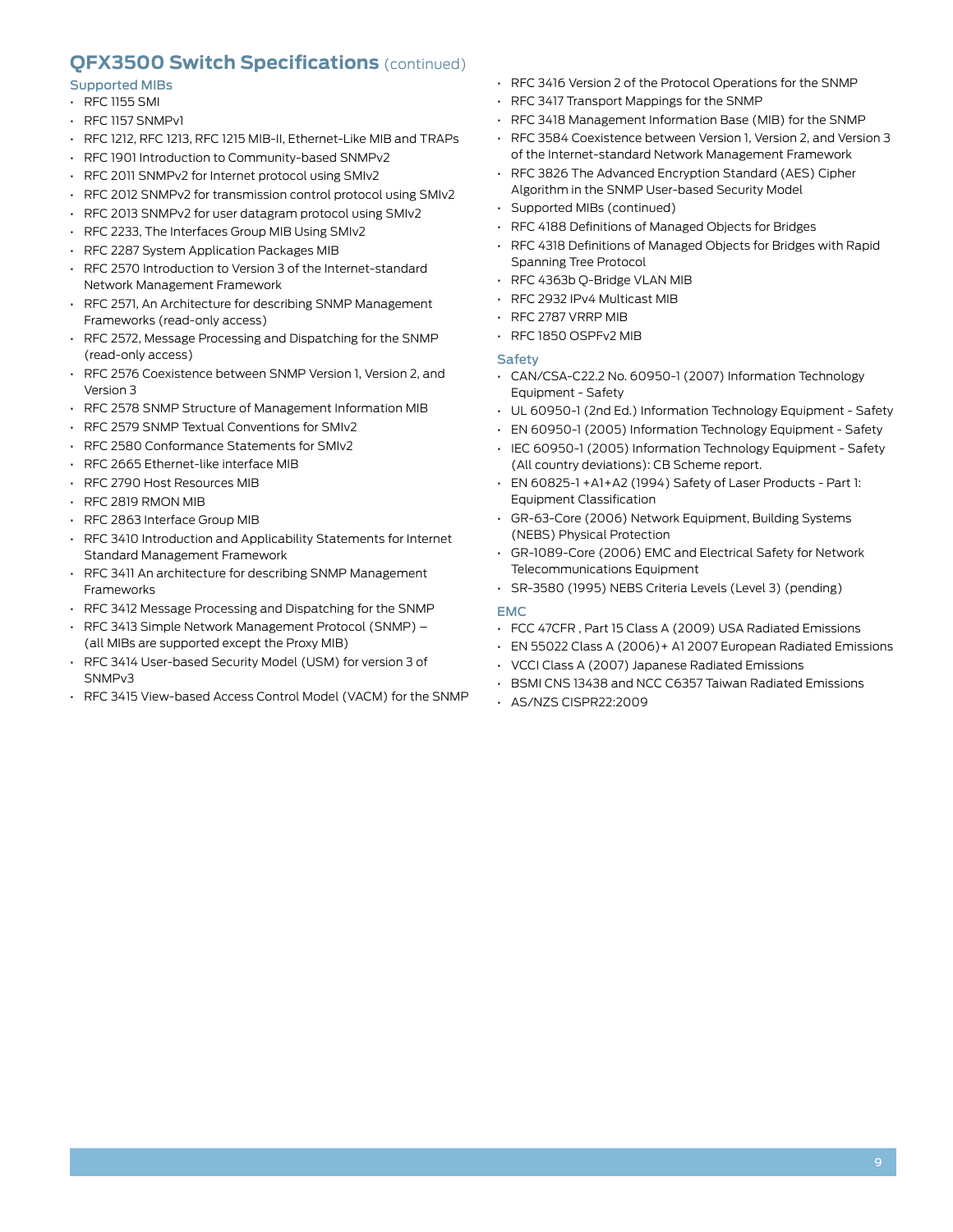## QFX3500 Switch Specifications (continued)

### Supported MIBs

- RFC 1155 SMI
- RFC 1157 SNMPv1
- RFC 1212, RFC 1213, RFC 1215 MIB-II, Ethernet-Like MIB and TRAPs
- RFC 1901 Introduction to Community-based SNMPv2
- RFC 2011 SNMPv2 for Internet protocol using SMIv2
- RFC 2012 SNMPv2 for transmission control protocol using SMIv2
- RFC 2013 SNMPv2 for user datagram protocol using SMIv2
- RFC 2233, The Interfaces Group MIB Using SMIv2
- RFC 2287 System Application Packages MIB
- RFC 2570 Introduction to Version 3 of the Internet-standard Network Management Framework
- RFC 2571, An Architecture for describing SNMP Management Frameworks (read-only access)
- RFC 2572, Message Processing and Dispatching for the SNMP (read-only access)
- RFC 2576 Coexistence between SNMP Version 1, Version 2, and Version 3
- RFC 2578 SNMP Structure of Management Information MIB
- RFC 2579 SNMP Textual Conventions for SMIv2
- RFC 2580 Conformance Statements for SMIv2
- RFC 2665 Ethernet-like interface MIB
- RFC 2790 Host Resources MIB
- RFC 2819 RMON MIB
- RFC 2863 Interface Group MIB
- RFC 3410 Introduction and Applicability Statements for Internet Standard Management Framework
- RFC 3411 An architecture for describing SNMP Management Frameworks
- RFC 3412 Message Processing and Dispatching for the SNMP
- RFC 3413 Simple Network Management Protocol (SNMP) – (all MIBs are supported except the Proxy MIB)
- RFC 3414 User-based Security Model (USM) for version 3 of SNMPv3
- RFC 3415 View-based Access Control Model (VACM) for the SNMP
- RFC 3416 Version 2 of the Protocol Operations for the SNMP
- RFC 3417 Transport Mappings for the SNMP
- RFC 3418 Management Information Base (MIB) for the SNMP
- RFC 3584 Coexistence between Version 1, Version 2, and Version 3 of the Internet-standard Network Management Framework
- RFC 3826 The Advanced Encryption Standard (AES) Cipher Algorithm in the SNMP User-based Security Model
- Supported MIBs (continued)
- RFC 4188 Definitions of Managed Objects for Bridges
- RFC 4318 Definitions of Managed Objects for Bridges with Rapid Spanning Tree Protocol
- RFC 4363b Q-Bridge VLAN MIB
- RFC 2932 IPv4 Multicast MIB
- RFC 2787 VRRP MIB
- RFC 1850 OSPFv2 MIB

### Safety

- CAN/CSA-C22.2 No. 60950-1 (2007) Information Technology Equipment - Safety
- UL 60950-1 (2nd Ed.) Information Technology Equipment - Safety
- EN 60950-1 (2005) Information Technology Equipment - Safety
- IEC 60950-1 (2005) Information Technology Equipment - Safety (All country deviations): CB Scheme report.
- EN 60825-1 +A1+A2 (1994) Safety of Laser Products - Part 1: Equipment Classification
- GR-63-Core (2006) Network Equipment, Building Systems (NEBS) Physical Protection
- GR-1089-Core (2006) EMC and Electrical Safety for Network Telecommunications Equipment
- SR-3580 (1995) NEBS Criteria Levels (Level 3) (pending)

### EMC

- FCC 47CFR , Part 15 Class A (2009) USA Radiated Emissions
- EN 55022 Class A (2006)+ A1 2007 European Radiated Emissions
- VCCI Class A (2007) Japanese Radiated Emissions
- BSMI CNS 13438 and NCC C6357 Taiwan Radiated Emissions
- AS/NZS CISPR22:2009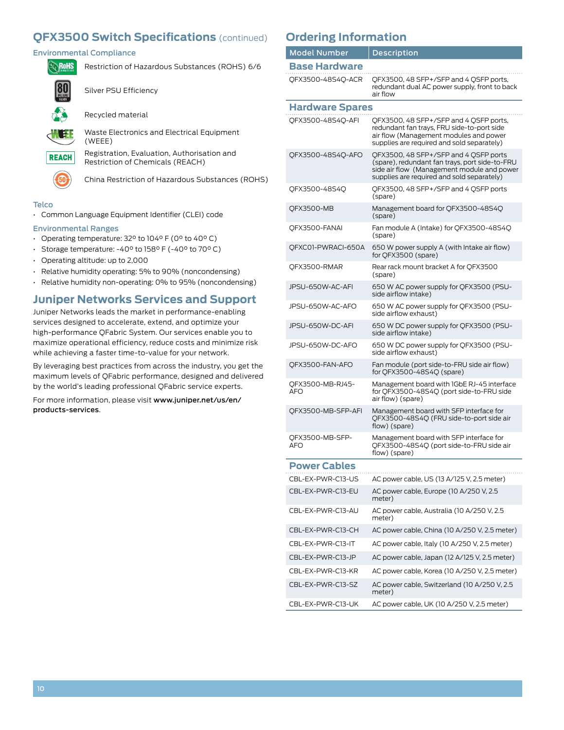## QFX3500 Switch Specifications (continued)

### Environmental Compliance

Restriction of Hazardous Substances (ROHS) 6/6

Silver PSU Efficiency

Recycled material

Waste Electronics and Electrical Equipment (WEEE)

Registration, Evaluation, Authorisation and Restriction of Chemicals (REACH)

China Restriction of Hazardous Substances (ROHS)

### Telco

- Common Language Equipment Identifier (CLEI) code

### Environmental Ranges

- Operating temperature: 32º to 104º F (0º to 40º C)
- Storage temperature: -40º to 158º F (-40º to 70º C)
- Operating altitude: up to 2,000
- Relative humidity operating: 5% to 90% (noncondensing)
- Relative humidity non-operating: 0% to 95% (noncondensing)

## Juniper Networks Services and Support

Juniper Networks leads the market in performance-enabling services designed to accelerate, extend, and optimize your high-performance QFabric System. Our services enable you to maximize operational efficiency, reduce costs and minimize risk while achieving a faster time-to-value for your network.

By leveraging best practices from across the industry, you get the maximum levels of QFabric performance, designed and delivered by the world's leading professional QFabric service experts.

For more information, please visit **www.juniper.net/us/en/products-services**.

## Ordering Information

| Model Number | Description |
|---|---|
| **Base Hardware** | |
| QFX3500-48S4Q-ACR | QFX3500, 48 SFP+/SFP and 4 QSFP ports, redundant dual AC power supply, front to back air flow |
| **Hardware Spares** | |
| QFX3500-48S4Q-AFI | QFX3500, 48 SFP+/SFP and 4 QSFP ports, redundant fan trays, FRU side-to-port side air flow (Management modules and power supplies are required and sold separately) |
| QFX3500-48S4Q-AFO | QFX3500, 48 SFP+/SFP and 4 QSFP ports (spare), redundant fan trays, port side-to-FRU side air flow (Management module and power supplies are required and sold separately) |
| QFX3500-48S4Q | QFX3500, 48 SFP+/SFP and 4 QSFP ports (spare) |
| QFX3500-MB | Management board for QFX3500-48S4Q (spare) |
| QFX3500-FANAI | Fan module A (Intake) for QFX3500-48S4Q (spare) |
| QFXC01-PWRACI-650A | 650 W power supply A (with Intake air flow) for QFX3500 (spare) |
| QFX3500-RMAR | Rear rack mount bracket A for QFX3500 (spare) |
| JPSU-650W-AC-AFI | 650 W AC power supply for QFX3500 (PSU-side airflow intake) |
| JPSU-650W-AC-AFO | 650 W AC power supply for QFX3500 (PSU-side airflow exhaust) |
| JPSU-650W-DC-AFI | 650 W DC power supply for QFX3500 (PSU-side airflow intake) |
| JPSU-650W-DC-AFO | 650 W DC power supply for QFX3500 (PSU-side airflow exhaust) |
| QFX3500-FAN-AFO | Fan module (port side-to-FRU side air flow) for QFX3500-48S4Q (spare) |
| QFX3500-MB-RJ45-AFO | Management board with 1GbE RJ-45 interface for QFX3500-48S4Q (port side-to-FRU side air flow) (spare) |
| QFX3500-MB-SFP-AFI | Management board with SFP interface for QFX3500-48S4Q (FRU side-to-port side air flow) (spare) |
| QFX3500-MB-SFP-AFO | Management board with SFP interface for QFX3500-48S4Q (port side-to-FRU side air flow) (spare) |
| **Power Cables** | |
| CBL-EX-PWR-C13-US | AC power cable, US (13 A/125 V, 2.5 meter) |
| CBL-EX-PWR-C13-EU | AC power cable, Europe (10 A/250 V, 2.5 meter) |
| CBL-EX-PWR-C13-AU | AC power cable, Australia (10 A/250 V, 2.5 meter) |
| CBL-EX-PWR-C13-CH | AC power cable, China (10 A/250 V, 2.5 meter) |
| CBL-EX-PWR-C13-IT | AC power cable, Italy (10 A/250 V, 2.5 meter) |
| CBL-EX-PWR-C13-JP | AC power cable, Japan (12 A/125 V, 2.5 meter) |
| CBL-EX-PWR-C13-KR | AC power cable, Korea (10 A/250 V, 2.5 meter) |
| CBL-EX-PWR-C13-SZ | AC power cable, Switzerland (10 A/250 V, 2.5 meter) |
| CBL-EX-PWR-C13-UK | AC power cable, UK (10 A/250 V, 2.5 meter) |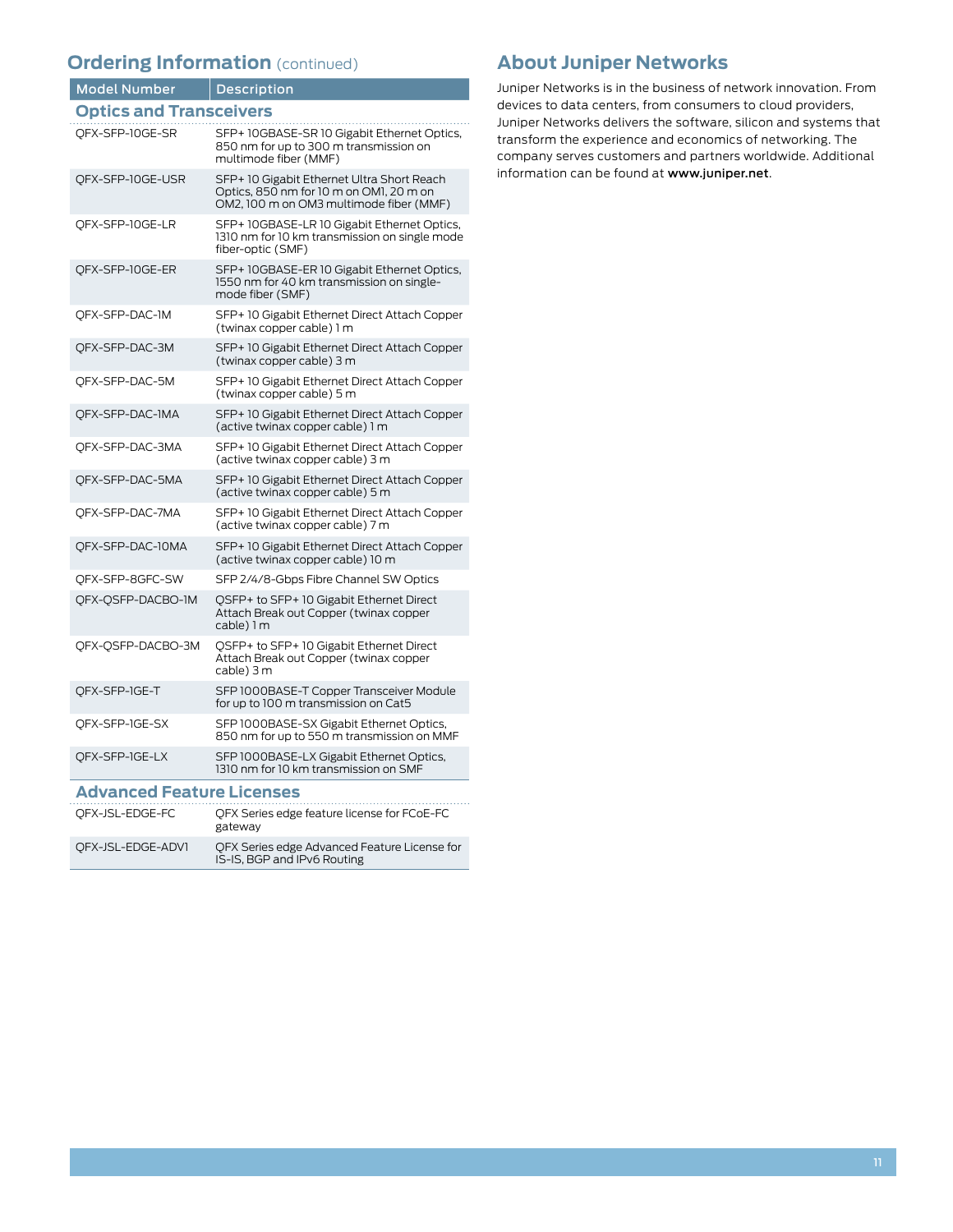## Ordering Information (continued)

| Model Number | Description |
|---|---|
| **Optics and Transceivers** | |
| QFX-SFP-10GE-SR | SFP+ 10GBASE-SR 10 Gigabit Ethernet Optics, 850 nm for up to 300 m transmission on multimode fiber (MMF) |
| QFX-SFP-10GE-USR | SFP+ 10 Gigabit Ethernet Ultra Short Reach Optics, 850 nm for 10 m on OM1, 20 m on OM2, 100 m on OM3 multimode fiber (MMF) |
| QFX-SFP-10GE-LR | SFP+ 10GBASE-LR 10 Gigabit Ethernet Optics, 1310 nm for 10 km transmission on single mode fiber-optic (SMF) |
| QFX-SFP-10GE-ER | SFP+ 10GBASE-ER 10 Gigabit Ethernet Optics, 1550 nm for 40 km transmission on single-mode fiber (SMF) |
| QFX-SFP-DAC-1M | SFP+ 10 Gigabit Ethernet Direct Attach Copper (twinax copper cable) 1 m |
| QFX-SFP-DAC-3M | SFP+ 10 Gigabit Ethernet Direct Attach Copper (twinax copper cable) 3 m |
| QFX-SFP-DAC-5M | SFP+ 10 Gigabit Ethernet Direct Attach Copper (twinax copper cable) 5 m |
| QFX-SFP-DAC-1MA | SFP+ 10 Gigabit Ethernet Direct Attach Copper (active twinax copper cable) 1 m |
| QFX-SFP-DAC-3MA | SFP+ 10 Gigabit Ethernet Direct Attach Copper (active twinax copper cable) 3 m |
| QFX-SFP-DAC-5MA | SFP+ 10 Gigabit Ethernet Direct Attach Copper (active twinax copper cable) 5 m |
| QFX-SFP-DAC-7MA | SFP+ 10 Gigabit Ethernet Direct Attach Copper (active twinax copper cable) 7 m |
| QFX-SFP-DAC-10MA | SFP+ 10 Gigabit Ethernet Direct Attach Copper (active twinax copper cable) 10 m |
| QFX-SFP-8GFC-SW | SFP 2/4/8-Gbps Fibre Channel SW Optics |
| QFX-QSFP-DACBO-1M | QSFP+ to SFP+ 10 Gigabit Ethernet Direct Attach Break out Copper (twinax copper cable) 1 m |
| QFX-QSFP-DACBO-3M | QSFP+ to SFP+ 10 Gigabit Ethernet Direct Attach Break out Copper (twinax copper cable) 3 m |
| QFX-SFP-1GE-T | SFP 1000BASE-T Copper Transceiver Module for up to 100 m transmission on Cat5 |
| QFX-SFP-1GE-SX | SFP 1000BASE-SX Gigabit Ethernet Optics, 850 nm for up to 550 m transmission on MMF |
| QFX-SFP-1GE-LX | SFP 1000BASE-LX Gigabit Ethernet Optics, 1310 nm for 10 km transmission on SMF |
| **Advanced Feature Licenses** | |
| QFX-JSL-EDGE-FC | QFX Series edge feature license for FCoE-FC gateway |
| QFX-JSL-EDGE-ADV1 | QFX Series edge Advanced Feature License for IS-IS, BGP and IPv6 Routing |

## About Juniper Networks

Juniper Networks is in the business of network innovation. From devices to data centers, from consumers to cloud providers, Juniper Networks delivers the software, silicon and systems that transform the experience and economics of networking. The company serves customers and partners worldwide. Additional information can be found at **www.juniper.net**.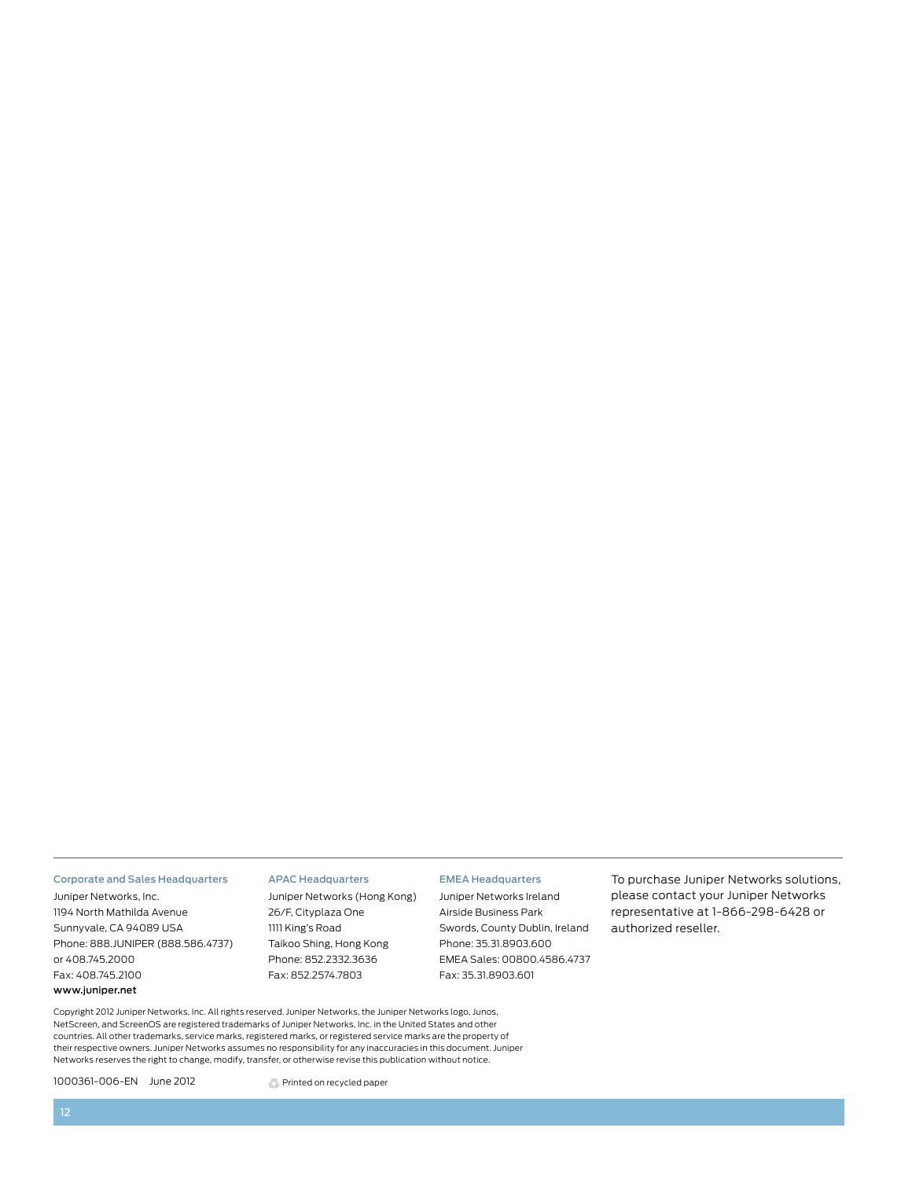**Corporate and Sales Headquarters**
Juniper Networks, Inc.
1194 North Mathilda Avenue
Sunnyvale, CA 94089 USA
Phone: 888.JUNIPER (888.586.4737)
or 408.745.2000
Fax: 408.745.2100
**www.juniper.net**

**APAC Headquarters**
Juniper Networks (Hong Kong)
26/F, Cityplaza One
1111 King's Road
Taikoo Shing, Hong Kong
Phone: 852.2332.3636
Fax: 852.2574.7803

**EMEA Headquarters**
Juniper Networks Ireland
Airside Business Park
Swords, County Dublin, Ireland
Phone: 35.31.8903.600
EMEA Sales: 00800.4586.4737
Fax: 35.31.8903.601

To purchase Juniper Networks solutions, please contact your Juniper Networks representative at 1-866-298-6428 or authorized reseller.

Copyright 2012 Juniper Networks, Inc. All rights reserved. Juniper Networks, the Juniper Networks logo, Junos, NetScreen, and ScreenOS are registered trademarks of Juniper Networks, Inc. in the United States and other countries. All other trademarks, service marks, registered marks, or registered service marks are the property of their respective owners. Juniper Networks assumes no responsibility for any inaccuracies in this document. Juniper Networks reserves the right to change, modify, transfer, or otherwise revise this publication without notice.

1000361-006-EN June 2012

Printed on recycled paper